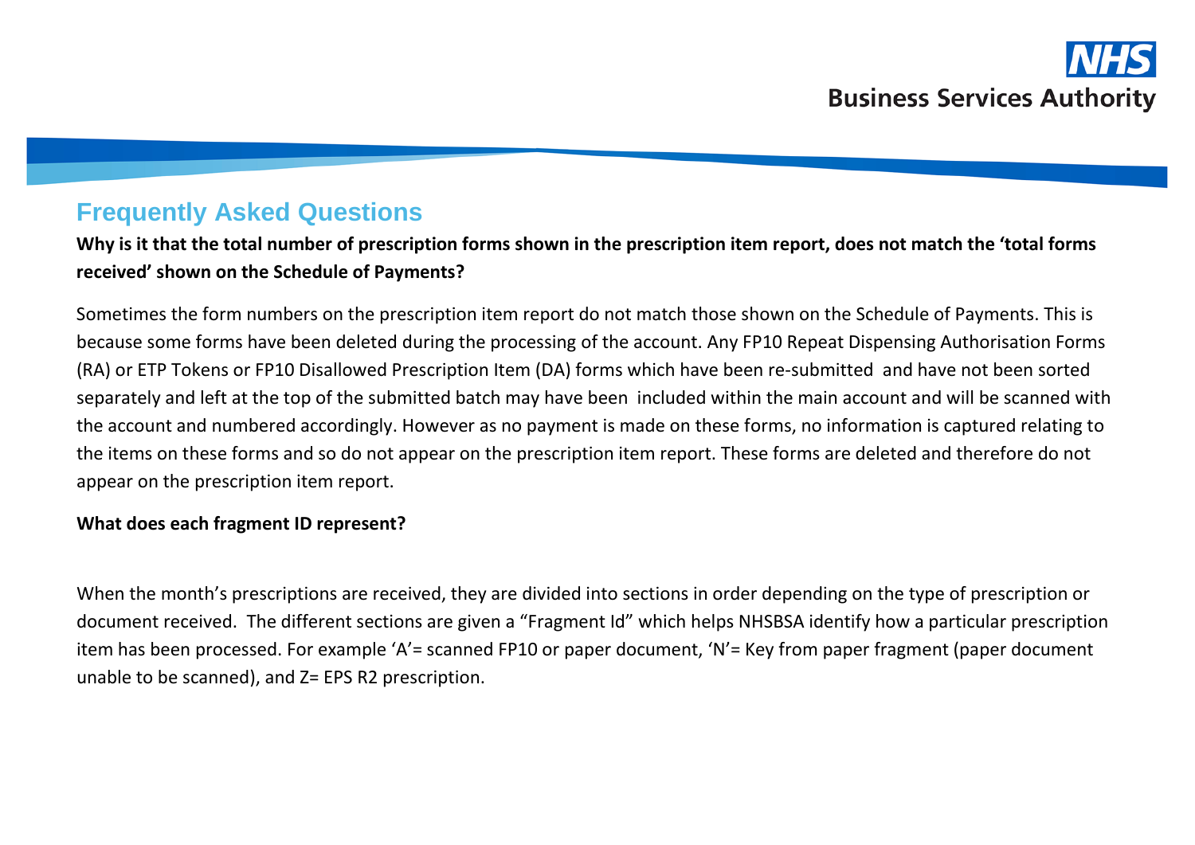# Frequently Asked Questions

**Why is it that the total number of prescription forms shown in the prescription item report, does not match the 'total forms received' shown on the Schedule of Payments?**

Sometimes the form numbers on the prescription item report do not match those shown on the Schedule of Payments. This is because some forms have been deleted during the processing of the account. Any FP10 Repeat Dispensing Authorisation Forms (RA) or ETP Tokens or FP10 Disallowed Prescription Item (DA) forms which have been re-submitted and have not been sorted separately and left at the top of the submitted batch may have been included within the main account and will be scanned with the account and numbered accordingly. However as no payment is made on these forms, no information is captured relating to the items on these forms and so do not appear on the prescription item report. These forms are deleted and therefore do not appear on the prescription item report.

**What does each fragment ID represent?**

When the month's prescriptions are received, they are divided into sections in order depending on the type of prescription or document received. The different sections are given a "Fragment Id" which helps NHSBSA identify how a particular prescription item has been processed. For example 'A'= scanned FP10 or paper document, 'N'= Key from paper fragment (paper document unable to be scanned), and Z= EPS R2 prescription.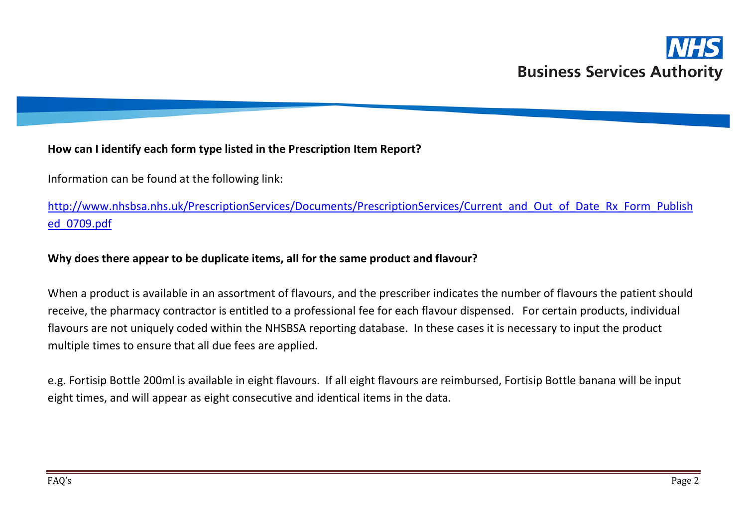**How can I identify each form type listed in the Prescription Item Report?**

Information can be found at the following link:

http://www.nhsbsa.nhs.uk/PrescriptionServices/Documents/PrescriptionServices/Current_and_Out_of_Date_Rx_Form_Published_0709.pdf

**Why does there appear to be duplicate items, all for the same product and flavour?**

When a product is available in an assortment of flavours, and the prescriber indicates the number of flavours the patient should receive, the pharmacy contractor is entitled to a professional fee for each flavour dispensed. For certain products, individual flavours are not uniquely coded within the NHSBSA reporting database. In these cases it is necessary to input the product multiple times to ensure that all due fees are applied.

e.g. Fortisip Bottle 200ml is available in eight flavours. If all eight flavours are reimbursed, Fortisip Bottle banana will be input eight times, and will appear as eight consecutive and identical items in the data.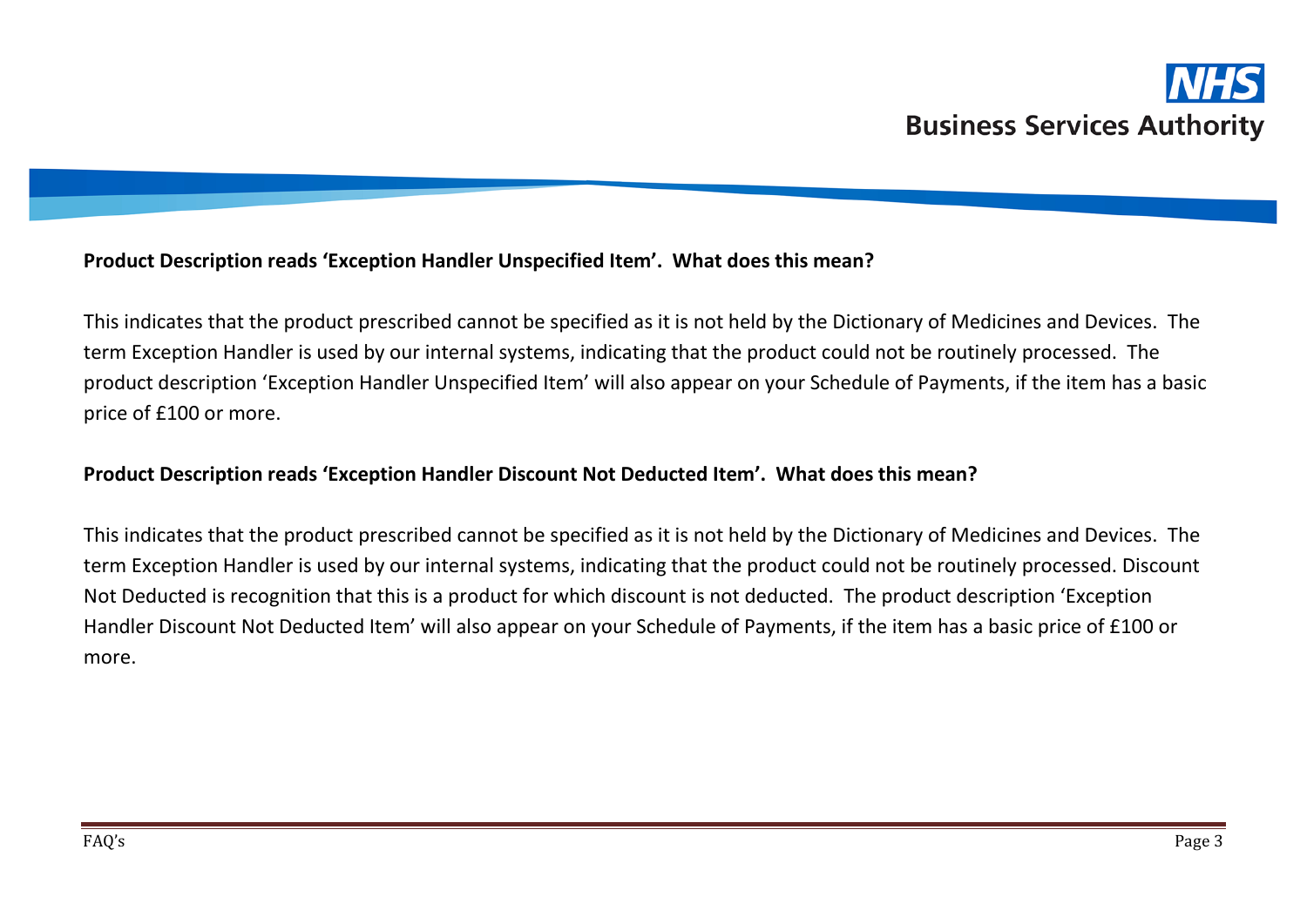**Product Description reads 'Exception Handler Unspecified Item'. What does this mean?**

This indicates that the product prescribed cannot be specified as it is not held by the Dictionary of Medicines and Devices. The term Exception Handler is used by our internal systems, indicating that the product could not be routinely processed. The product description 'Exception Handler Unspecified Item' will also appear on your Schedule of Payments, if the item has a basic price of £100 or more.

**Product Description reads 'Exception Handler Discount Not Deducted Item'. What does this mean?**

This indicates that the product prescribed cannot be specified as it is not held by the Dictionary of Medicines and Devices. The term Exception Handler is used by our internal systems, indicating that the product could not be routinely processed. Discount Not Deducted is recognition that this is a product for which discount is not deducted. The product description 'Exception Handler Discount Not Deducted Item' will also appear on your Schedule of Payments, if the item has a basic price of £100 or more.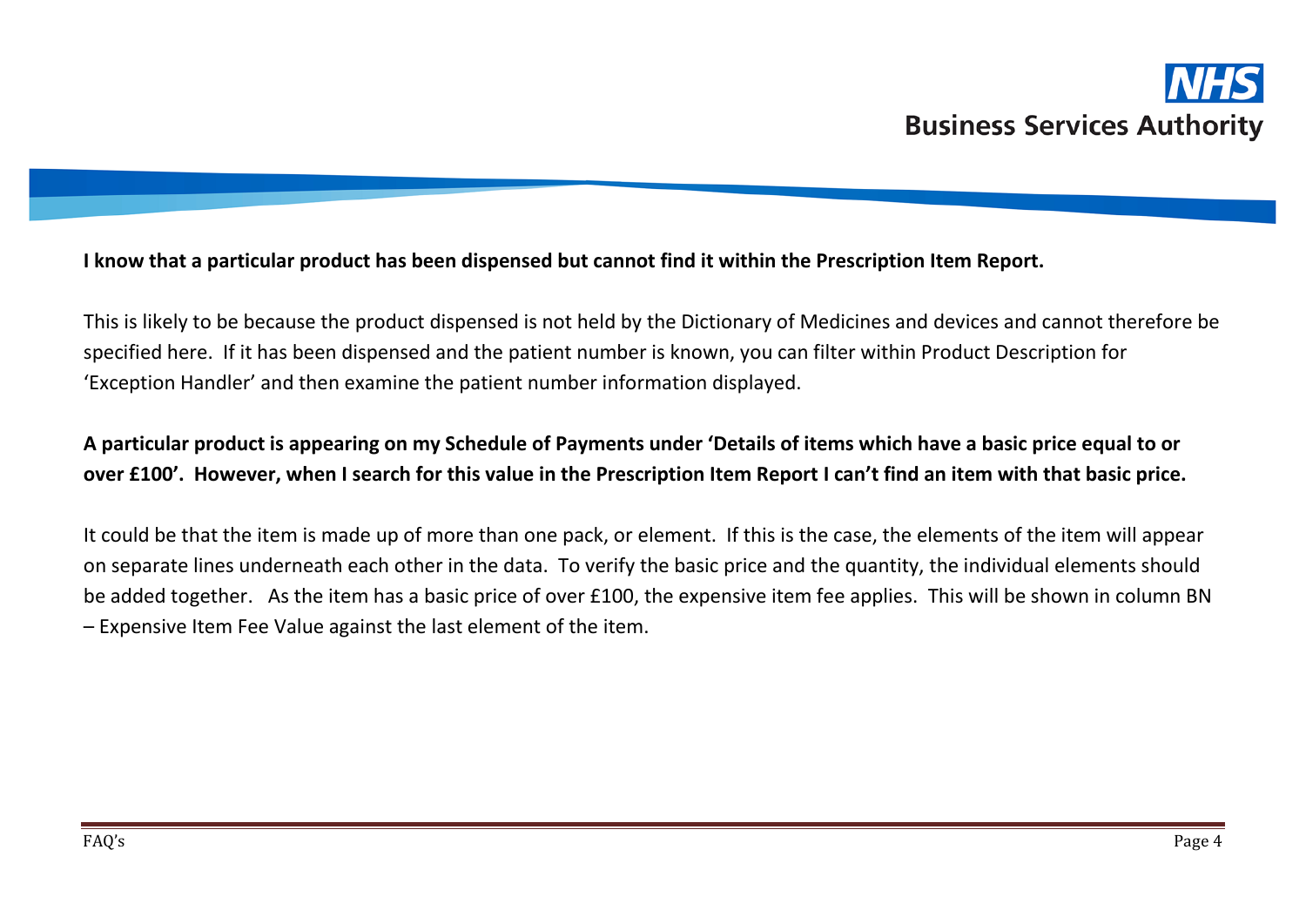**I know that a particular product has been dispensed but cannot find it within the Prescription Item Report.**

This is likely to be because the product dispensed is not held by the Dictionary of Medicines and devices and cannot therefore be specified here. If it has been dispensed and the patient number is known, you can filter within Product Description for 'Exception Handler' and then examine the patient number information displayed.

**A particular product is appearing on my Schedule of Payments under 'Details of items which have a basic price equal to or over £100'. However, when I search for this value in the Prescription Item Report I can't find an item with that basic price.**

It could be that the item is made up of more than one pack, or element. If this is the case, the elements of the item will appear on separate lines underneath each other in the data. To verify the basic price and the quantity, the individual elements should be added together. As the item has a basic price of over £100, the expensive item fee applies. This will be shown in column BN – Expensive Item Fee Value against the last element of the item.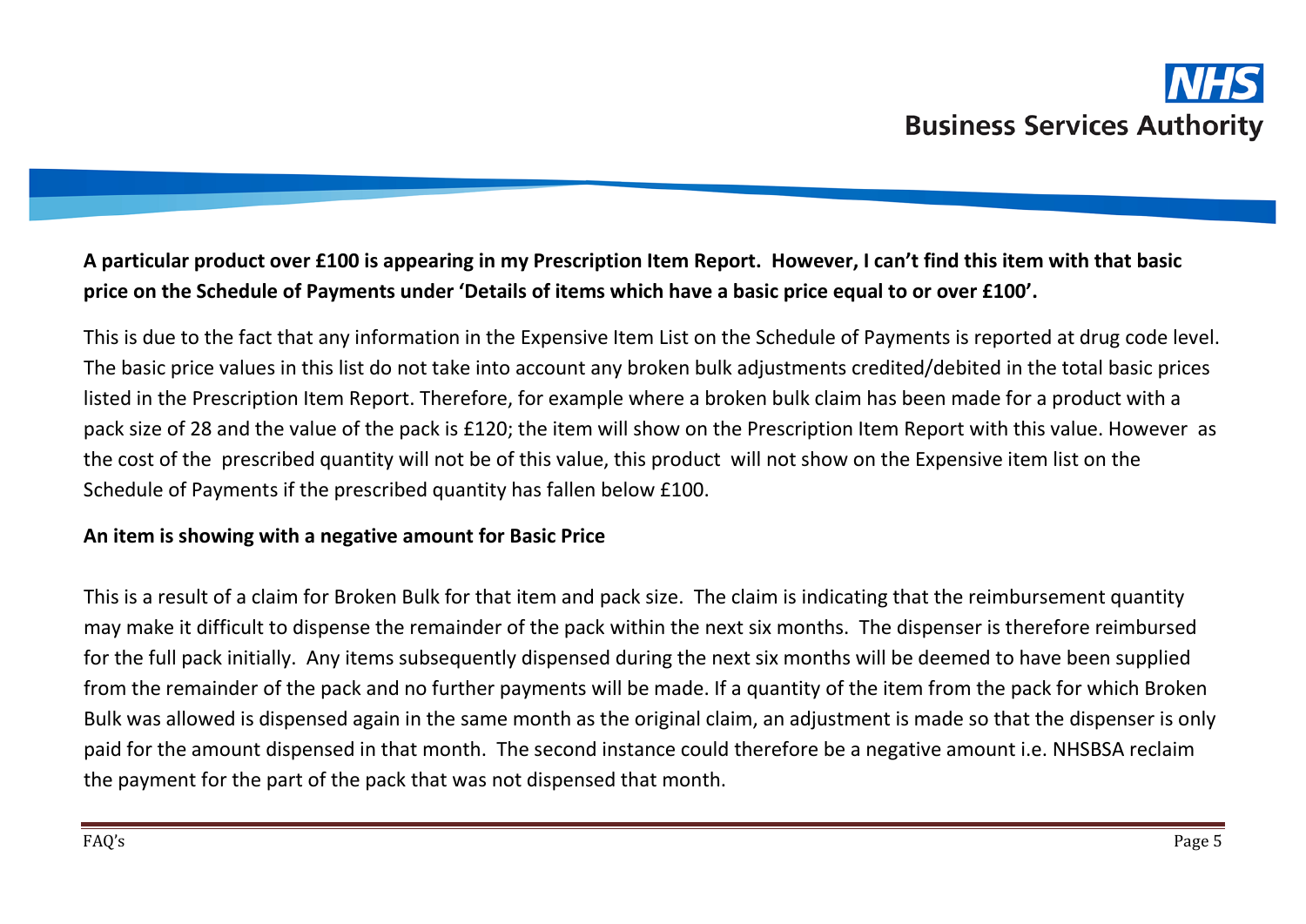**A particular product over £100 is appearing in my Prescription Item Report. However, I can't find this item with that basic price on the Schedule of Payments under 'Details of items which have a basic price equal to or over £100'.**

This is due to the fact that any information in the Expensive Item List on the Schedule of Payments is reported at drug code level. The basic price values in this list do not take into account any broken bulk adjustments credited/debited in the total basic prices listed in the Prescription Item Report. Therefore, for example where a broken bulk claim has been made for a product with a pack size of 28 and the value of the pack is £120; the item will show on the Prescription Item Report with this value. However as the cost of the prescribed quantity will not be of this value, this product will not show on the Expensive item list on the Schedule of Payments if the prescribed quantity has fallen below £100.

**An item is showing with a negative amount for Basic Price**

This is a result of a claim for Broken Bulk for that item and pack size. The claim is indicating that the reimbursement quantity may make it difficult to dispense the remainder of the pack within the next six months. The dispenser is therefore reimbursed for the full pack initially. Any items subsequently dispensed during the next six months will be deemed to have been supplied from the remainder of the pack and no further payments will be made. If a quantity of the item from the pack for which Broken Bulk was allowed is dispensed again in the same month as the original claim, an adjustment is made so that the dispenser is only paid for the amount dispensed in that month. The second instance could therefore be a negative amount i.e. NHSBSA reclaim the payment for the part of the pack that was not dispensed that month.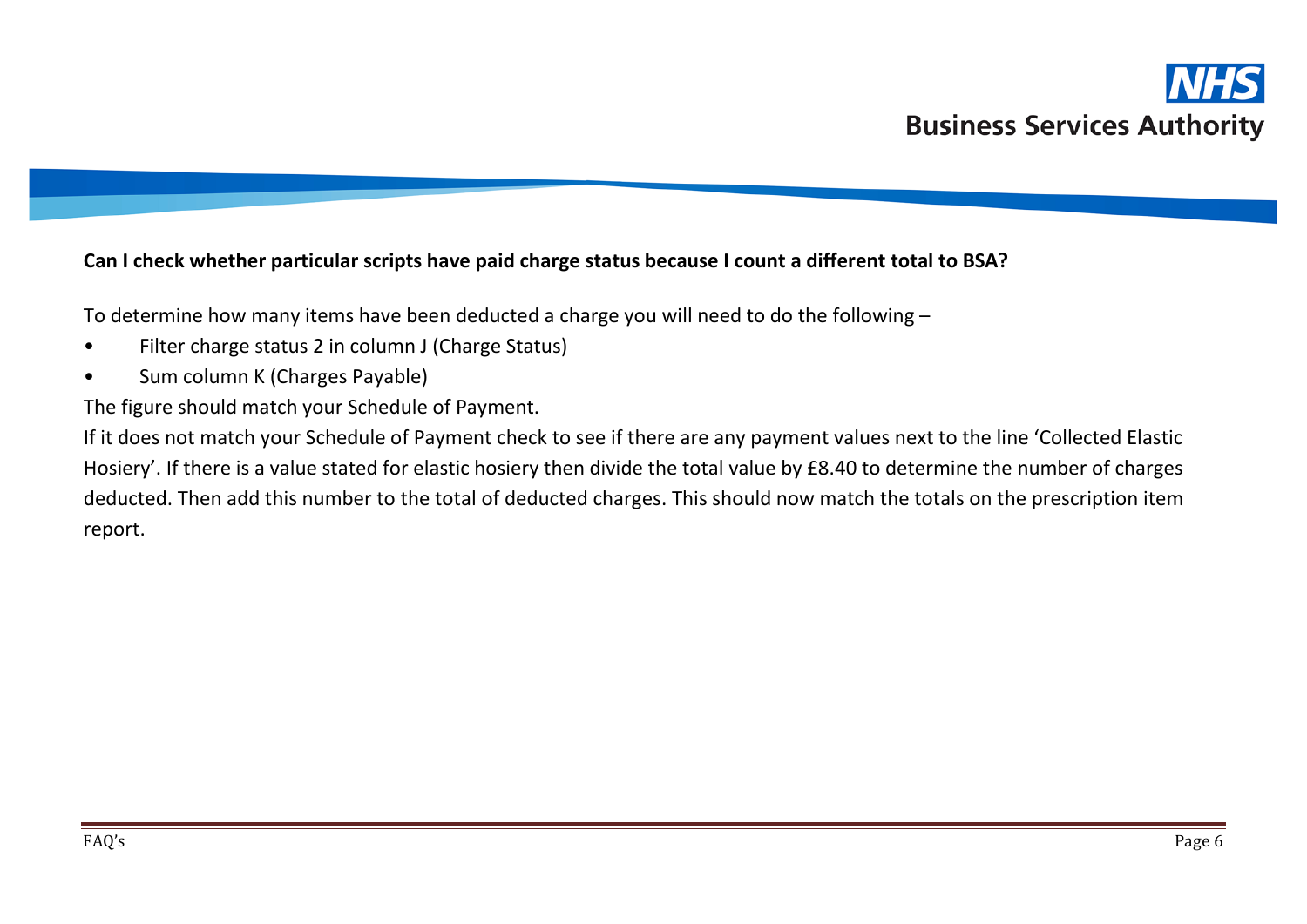**Can I check whether particular scripts have paid charge status because I count a different total to BSA?**

To determine how many items have been deducted a charge you will need to do the following –

- Filter charge status 2 in column J (Charge Status)
- Sum column K (Charges Payable)

The figure should match your Schedule of Payment.

If it does not match your Schedule of Payment check to see if there are any payment values next to the line 'Collected Elastic Hosiery'. If there is a value stated for elastic hosiery then divide the total value by £8.40 to determine the number of charges deducted. Then add this number to the total of deducted charges. This should now match the totals on the prescription item report.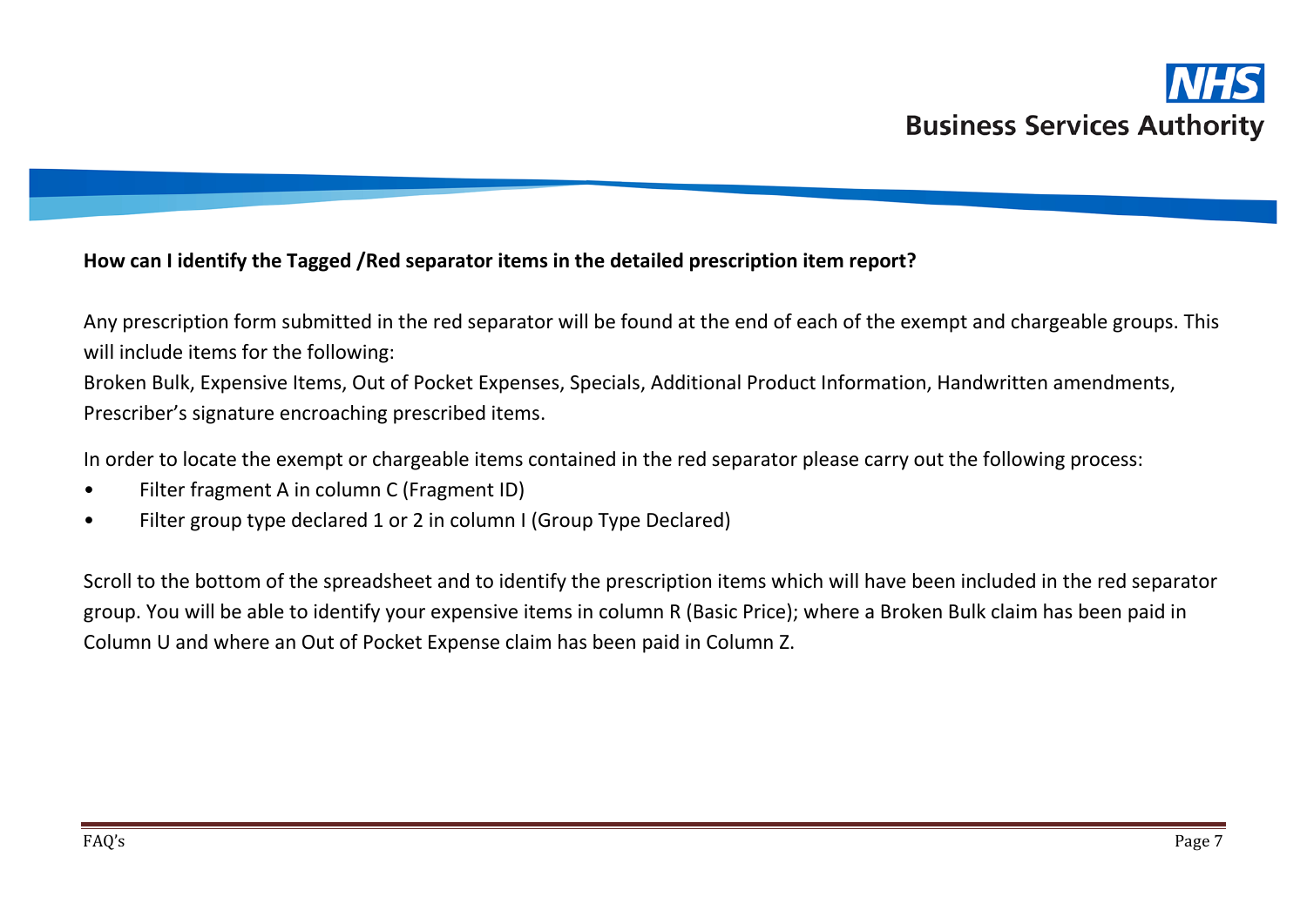**How can I identify the Tagged /Red separator items in the detailed prescription item report?**

Any prescription form submitted in the red separator will be found at the end of each of the exempt and chargeable groups. This will include items for the following:
Broken Bulk, Expensive Items, Out of Pocket Expenses, Specials, Additional Product Information, Handwritten amendments, Prescriber's signature encroaching prescribed items.

In order to locate the exempt or chargeable items contained in the red separator please carry out the following process:

- Filter fragment A in column C (Fragment ID)
- Filter group type declared 1 or 2 in column I (Group Type Declared)

Scroll to the bottom of the spreadsheet and to identify the prescription items which will have been included in the red separator group. You will be able to identify your expensive items in column R (Basic Price); where a Broken Bulk claim has been paid in Column U and where an Out of Pocket Expense claim has been paid in Column Z.